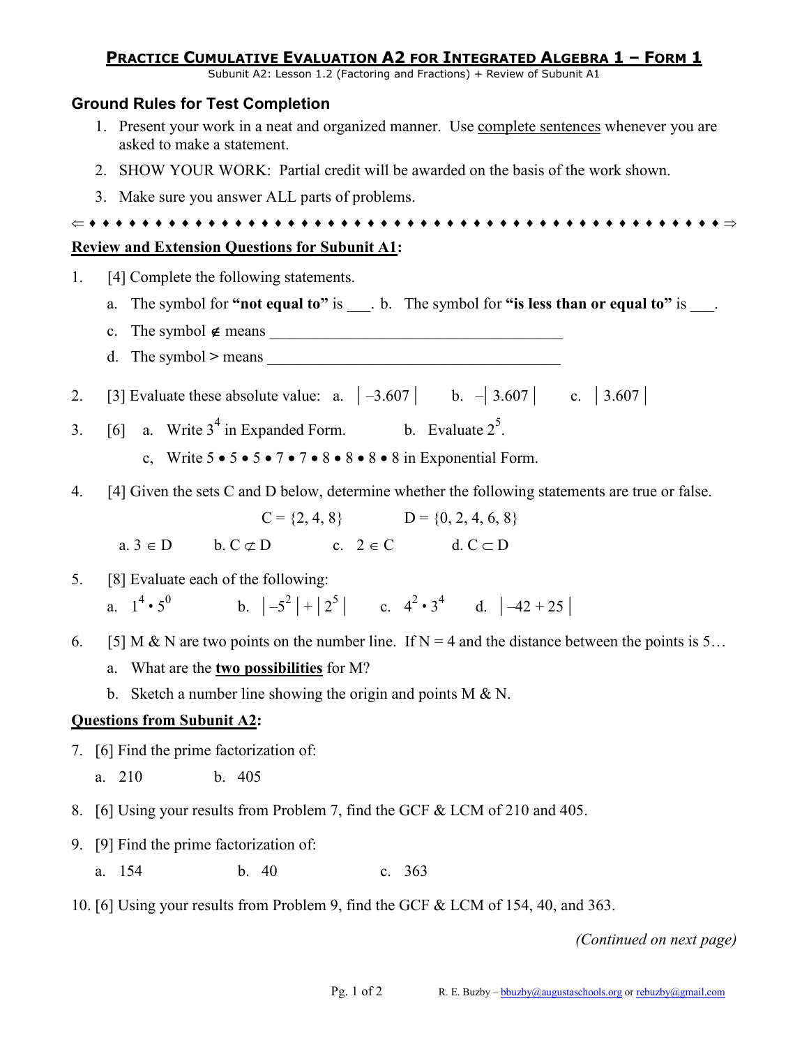# Practice Cumulative Evaluation A2 for Integrated Algebra 1 – Form 1

Subunit A2: Lesson 1.2 (Factoring and Fractions) + Review of Subunit A1

## Ground Rules for Test Completion

1. Present your work in a neat and organized manner. Use complete sentences whenever you are asked to make a statement.
2. SHOW YOUR WORK: Partial credit will be awarded on the basis of the work shown.
3. Make sure you answer ALL parts of problems.

⇐ ♦ ♦ ♦ ♦ ♦ ♦ ♦ ♦ ♦ ♦ ♦ ♦ ♦ ♦ ♦ ♦ ♦ ♦ ♦ ♦ ♦ ♦ ♦ ♦ ♦ ♦ ♦ ♦ ♦ ♦ ♦ ♦ ♦ ♦ ♦ ♦ ♦ ♦ ♦ ♦ ♦ ♦ ♦ ♦ ♦ ♦ ♦ ♦ ♦ ♦ ♦ ♦ ♦ ♦ ♦ ♦ ♦ ⇒

**Review and Extension Questions for Subunit A1:**

1. [4] Complete the following statements.

   a. The symbol for **"not equal to"** is ___. b. The symbol for **"is less than or equal to"** is ___.

   c. The symbol $\notin$ means ______________________________________

   d. The symbol > means ______________________________________

2. [3] Evaluate these absolute value: a. $|-3.607|$ b. $-|3.607|$ c. $|3.607|$

3. [6] a. Write $3^4$ in Expanded Form. b. Evaluate $2^5$.

   c, Write $5 \bullet 5 \bullet 5 \bullet 7 \bullet 7 \bullet 8 \bullet 8 \bullet 8 \bullet 8 \bullet 8$ in Exponential Form.

4. [4] Given the sets C and D below, determine whether the following statements are true or false.

   $C = \{2, 4, 8\}$ $D = \{0, 2, 4, 6, 8\}$

   a. $3 \in D$ b. $C \not\subset D$ c. $2 \in C$ d. $C \subset D$

5. [8] Evaluate each of the following:

   a. $1^4 \bullet 5^0$ b. $|-5^2| + |2^5|$ c. $4^2 \bullet 3^4$ d. $|-42 + 25|$

6. [5] M & N are two points on the number line. If N = 4 and the distance between the points is 5…

   a. What are the **two possibilities** for M?

   b. Sketch a number line showing the origin and points M & N.

**Questions from Subunit A2:**

7. [6] Find the prime factorization of:

   a. 210 b. 405

8. [6] Using your results from Problem 7, find the GCF & LCM of 210 and 405.

9. [9] Find the prime factorization of:

   a. 154 b. 40 c. 363

10. [6] Using your results from Problem 9, find the GCF & LCM of 154, 40, and 363.

*(Continued on next page)*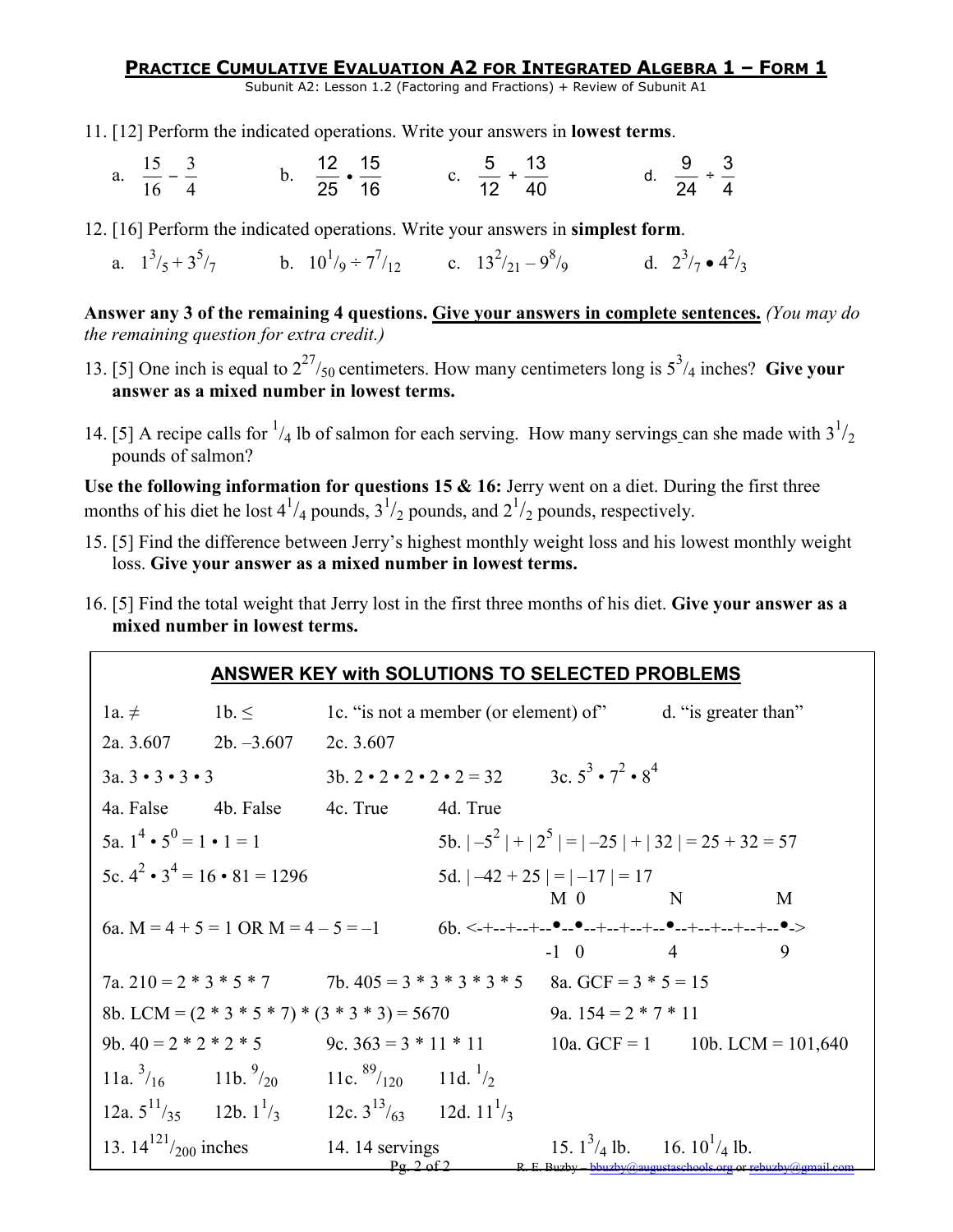# PRACTICE CUMULATIVE EVALUATION A2 FOR INTEGRATED ALGEBRA 1 – FORM 1

Subunit A2: Lesson 1.2 (Factoring and Fractions) + Review of Subunit A1

11. [12] Perform the indicated operations. Write your answers in **lowest terms**.

a. $\frac{15}{16} - \frac{3}{4}$  b. $\frac{12}{25} \bullet \frac{15}{16}$  c. $\frac{5}{12} + \frac{13}{40}$  d. $\frac{9}{24} \div \frac{3}{4}$

12. [16] Perform the indicated operations. Write your answers in **simplest form**.

a. $1^3/_5 + 3^5/_7$  b. $10^1/_9 \div 7^7/_{12}$  c. $13^2/_{21} - 9^8/_9$  d. $2^3/_7 \bullet 4^2/_3$

**Answer any 3 of the remaining 4 questions. <u>Give your answers in complete sentences.</u>** *(You may do the remaining question for extra credit.)*

13. [5] One inch is equal to $2^{27}/_{50}$ centimeters. How many centimeters long is $5^3/_4$ inches? **Give your answer as a mixed number in lowest terms.**

14. [5] A recipe calls for $^1/_4$ lb of salmon for each serving. How many servings can she made with $3^1/_2$ pounds of salmon?

**Use the following information for questions 15 & 16:** Jerry went on a diet. During the first three months of his diet he lost $4^1/_4$ pounds, $3^1/_2$ pounds, and $2^1/_2$ pounds, respectively.

15. [5] Find the difference between Jerry's highest monthly weight loss and his lowest monthly weight loss. **Give your answer as a mixed number in lowest terms.**

16. [5] Find the total weight that Jerry lost in the first three months of his diet. **Give your answer as a mixed number in lowest terms.**

## ANSWER KEY with SOLUTIONS TO SELECTED PROBLEMS

1a. $\neq$  1b. $\leq$  1c. "is not a member (or element) of"  d. "is greater than"

2a. 3.607  2b. –3.607  2c. 3.607

3a. 3 • 3 • 3 • 3  3b. 2 • 2 • 2 • 2 • 2 = 32  3c. $5^3 \bullet 7^2 \bullet 8^4$

4a. False  4b. False  4c. True  4d. True

5a. $1^4 \bullet 5^0 = 1 \bullet 1 = 1$  5b. $|-5^2| + |2^5| = |-25| + |32| = 25 + 32 = 57$

5c. $4^2 \bullet 3^4 = 16 \bullet 81 = 1296$  5d. $|-42 + 25| = |-17| = 17$

6a. M = 4 + 5 = 1 OR M = 4 – 5 = –1

```
6b.   M 0          N              M
   <-+--+--+--•--•--+--+--+--•--+--+--+--+--•->
     -1 0          4              9
```

7a. 210 = 2 * 3 * 5 * 7  7b. 405 = 3 * 3 * 3 * 3 * 5  8a. GCF = 3 * 5 = 15

8b. LCM = (2 * 3 * 5 * 7) * (3 * 3 * 3) = 5670  9a. 154 = 2 * 7 * 11

9b. 40 = 2 * 2 * 2 * 5  9c. 363 = 3 * 11 * 11  10a. GCF = 1  10b. LCM = 101,640

11a. $^3/_{16}$  11b. $^9/_{20}$  11c. $^{89}/_{120}$  11d. $^1/_2$

12a. $5^{11}/_{35}$  12b. $1^1/_3$  12c. $3^{13}/_{63}$  12d. $11^1/_3$

13. $14^{121}/_{200}$ inches  14. 14 servings  15. $1^3/_4$ lb.  16. $10^1/_4$ lb.